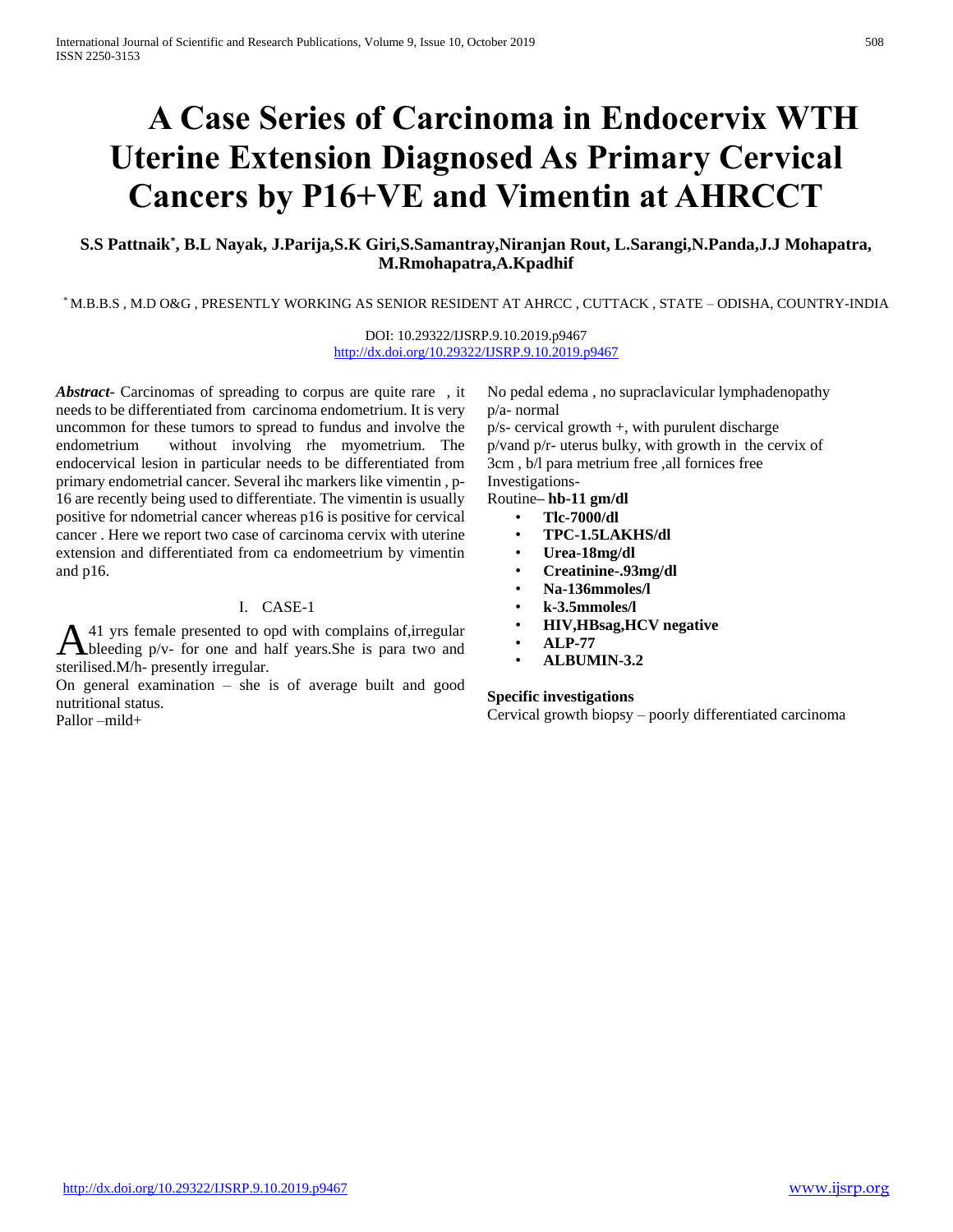# A Case Series of Carcinoma in Endocervix WTH Uterine Extension Diagnosed As Primary Cervical Cancers by P16+VE and Vimentin at AHRCCT

**S.S Pattnaik*, B.L Nayak, J.Parija,S.K Giri,S.Samantray,Niranjan Rout, L.Sarangi,N.Panda,J.J Mohapatra, M.Rmohapatra,A.Kpadhif**

* M.B.B.S , M.D O&G , PRESENTLY WORKING AS SENIOR RESIDENT AT AHRCC , CUTTACK , STATE – ODISHA, COUNTRY-INDIA

DOI: 10.29322/IJSRP.9.10.2019.p9467
http://dx.doi.org/10.29322/IJSRP.9.10.2019.p9467

***Abstract-*** Carcinomas of spreading to corpus are quite rare , it needs to be differentiated from carcinoma endometrium. It is very uncommon for these tumors to spread to fundus and involve the endometrium without involving rhe myometrium. The endocervical lesion in particular needs to be differentiated from primary endometrial cancer. Several ihc markers like vimentin , p-16 are recently being used to differentiate. The vimentin is usually positive for ndometrial cancer whereas p16 is positive for cervical cancer . Here we report two case of carcinoma cervix with uterine extension and differentiated from ca endomeetrium by vimentin and p16.

## I. CASE-1

A 41 yrs female presented to opd with complains of,irregular bleeding p/v- for one and half years.She is para two and sterilised.M/h- presently irregular.

On general examination – she is of average built and good nutritional status.

Pallor –mild+

No pedal edema , no supraclavicular lymphadenopathy

p/a- normal

p/s- cervical growth +, with purulent discharge

p/vand p/r- uterus bulky, with growth in the cervix of 3cm , b/l para metrium free ,all fornices free

Investigations-

Routine**– hb-11 gm/dl**

- **Tlc-7000/dl**
- **TPC-1.5LAKHS/dl**
- **Urea-18mg/dl**
- **Creatinine-.93mg/dl**
- **Na-136mmoles/l**
- **k-3.5mmoles/l**
- **HIV,HBsag,HCV negative**
- **ALP-77**
- **ALBUMIN-3.2**

**Specific investigations**

Cervical growth biopsy – poorly differentiated carcinoma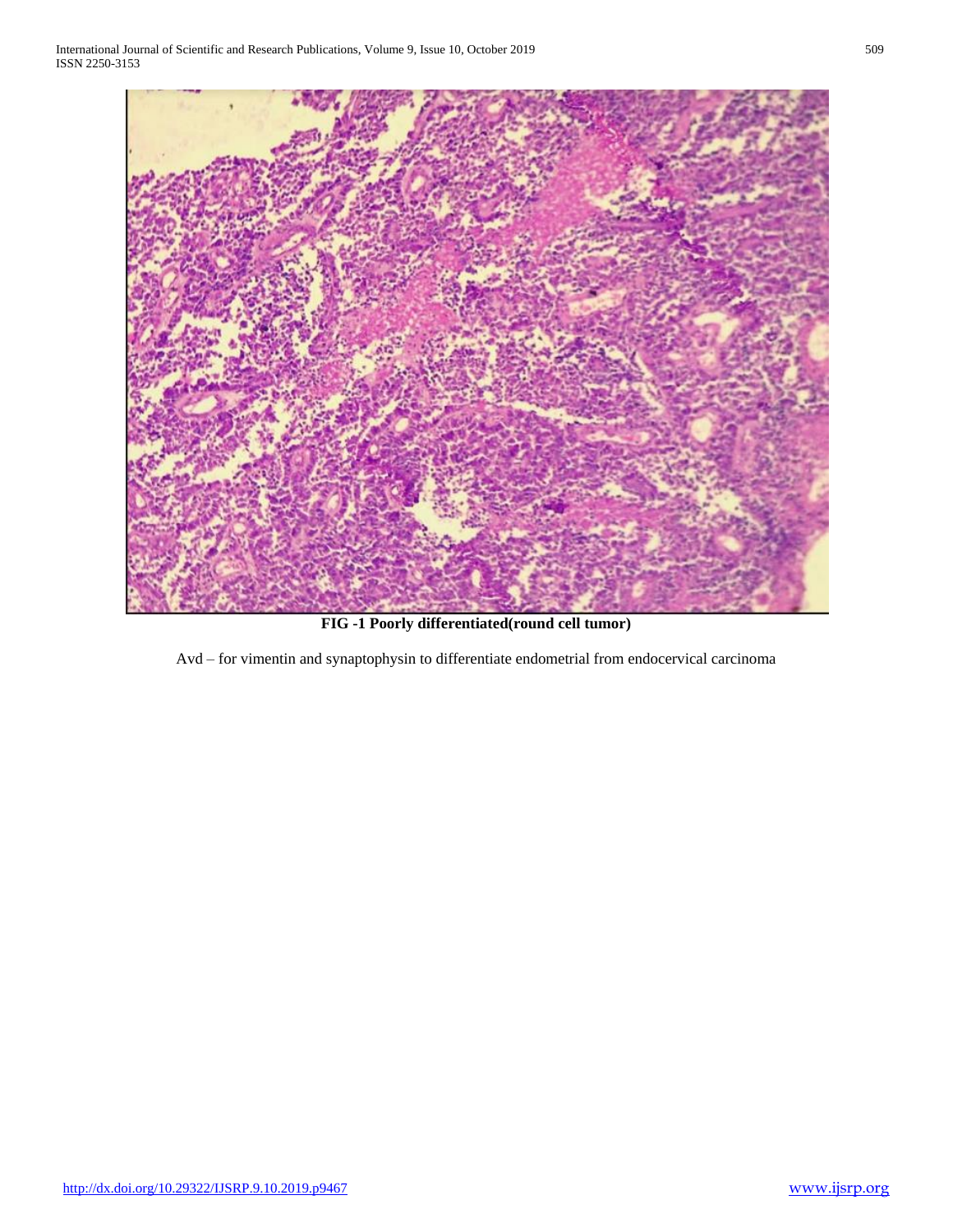**FIG -1 Poorly differentiated(round cell tumor)**

Avd – for vimentin and synaptophysin to differentiate endometrial from endocervical carcinoma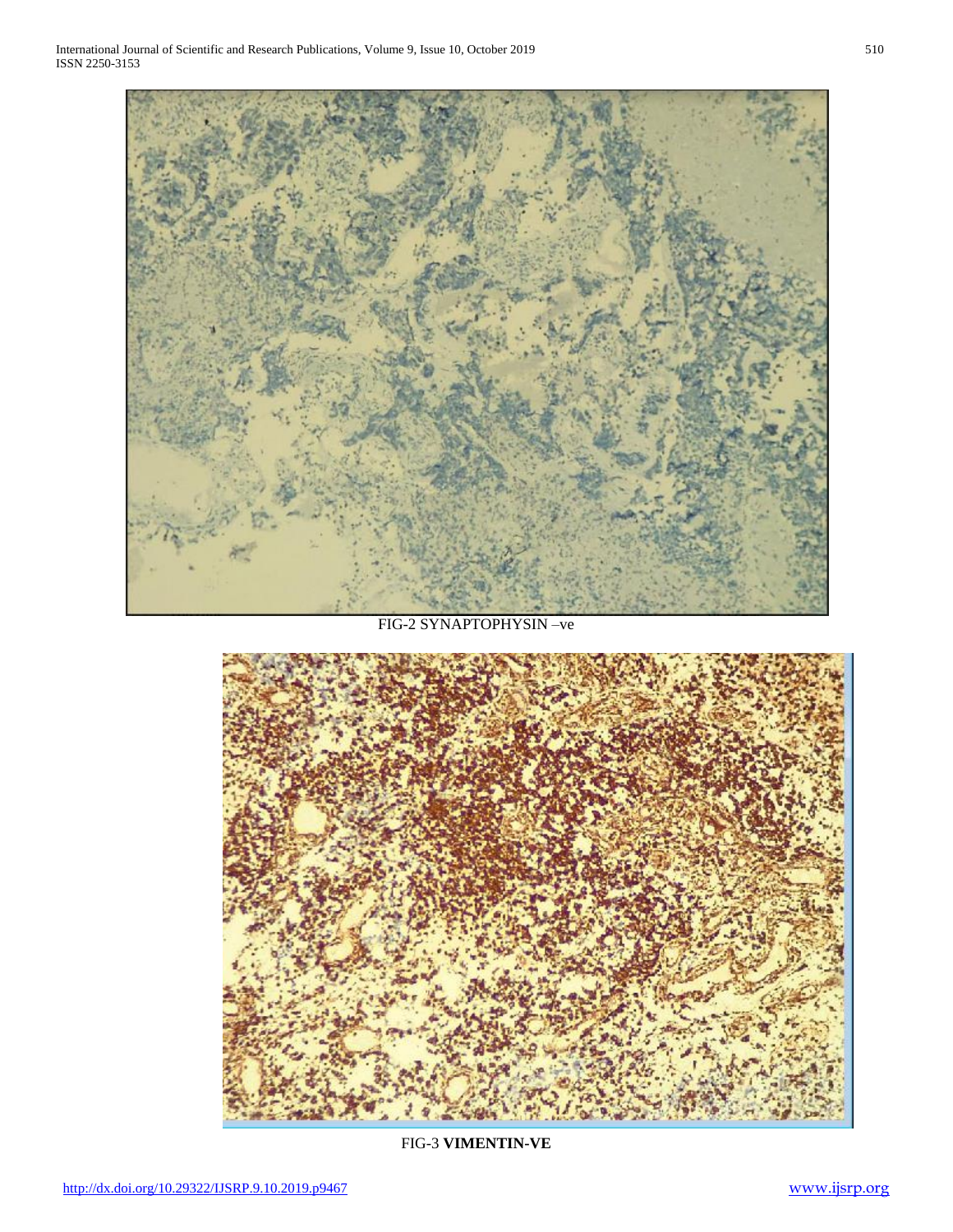FIG-2 SYNAPTOPHYSIN –ve

FIG-3 **VIMENTIN-VE**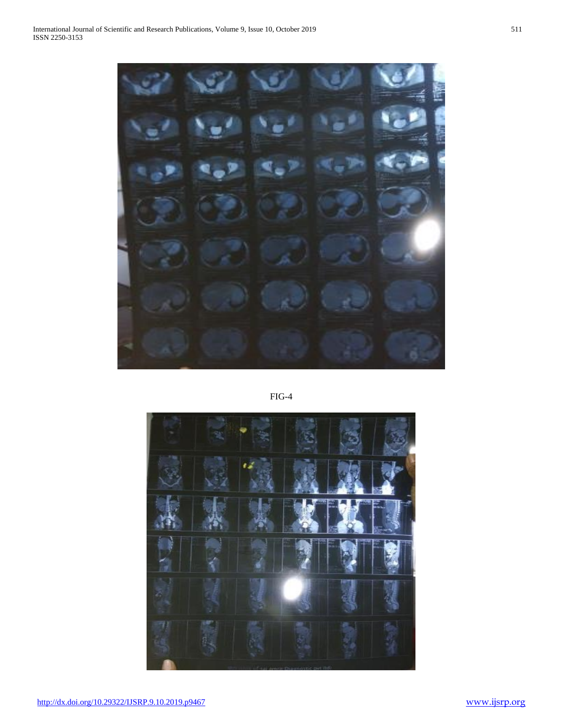FIG-4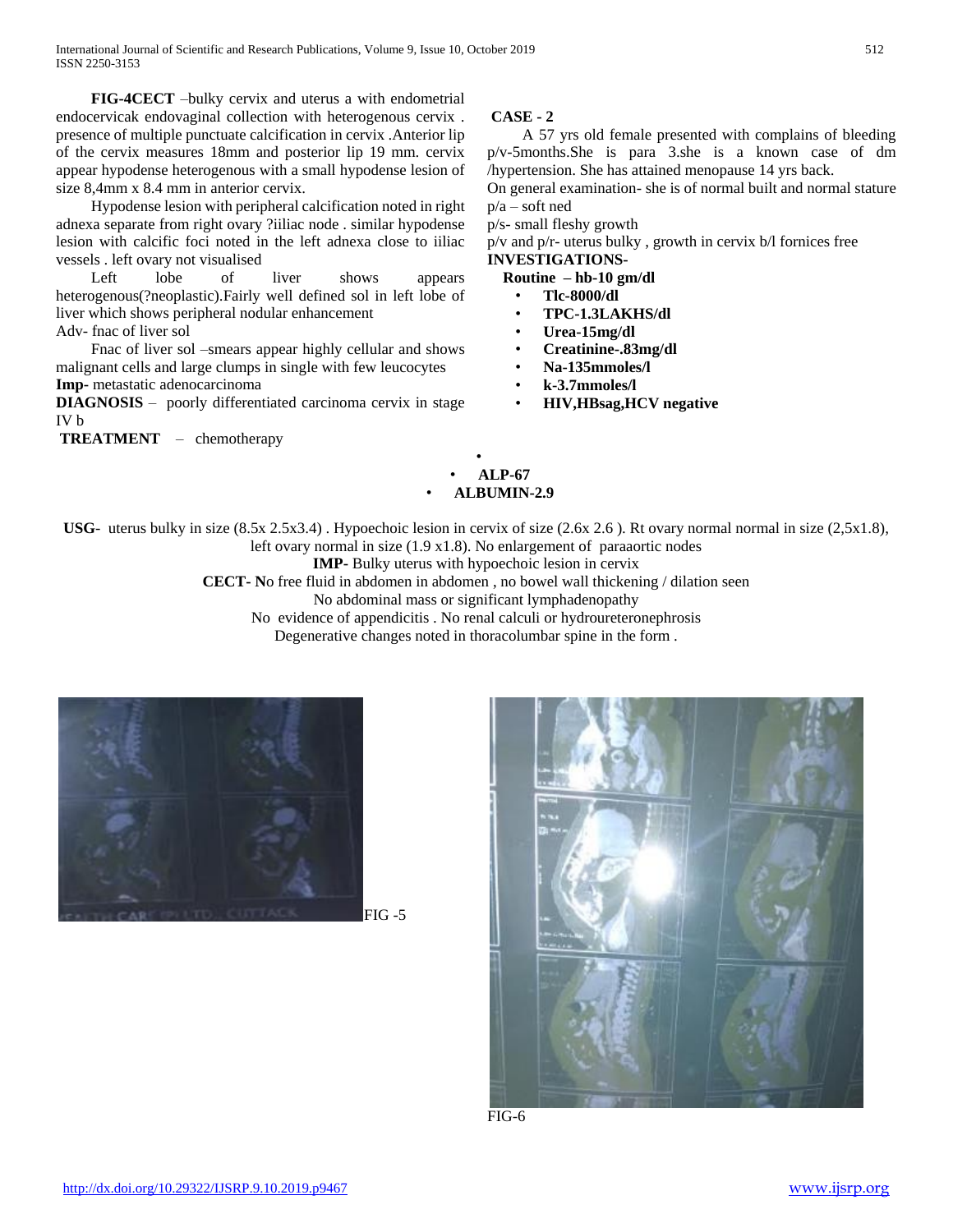**FIG-4CECT** –bulky cervix and uterus a with endometrial endocervicak endovaginal collection with heterogenous cervix . presence of multiple punctuate calcification in cervix .Anterior lip of the cervix measures 18mm and posterior lip 19 mm. cervix appear hypodense heterogenous with a small hypodense lesion of size 8,4mm x 8.4 mm in anterior cervix.

Hypodense lesion with peripheral calcification noted in right adnexa separate from right ovary ?iiliac node . similar hypodense lesion with calcific foci noted in the left adnexa close to iiliac vessels . left ovary not visualised

Left lobe of liver shows appears heterogenous(?neoplastic).Fairly well defined sol in left lobe of liver which shows peripheral nodular enhancement

Adv- fnac of liver sol

Fnac of liver sol –smears appear highly cellular and shows malignant cells and large clumps in single with few leucocytes

**Imp-** metastatic adenocarcinoma

**DIAGNOSIS** – poorly differentiated carcinoma cervix in stage IV b

**TREATMENT** – chemotherapy

**CASE - 2**

A 57 yrs old female presented with complains of bleeding p/v-5months.She is para 3.she is a known case of dm /hypertension. She has attained menopause 14 yrs back.

On general examination- she is of normal built and normal stature

p/a – soft ned

p/s- small fleshy growth

p/v and p/r- uterus bulky , growth in cervix b/l fornices free

**INVESTIGATIONS-**

**Routine – hb-10 gm/dl**

- **Tlc-8000/dl**
- **TPC-1.3LAKHS/dl**
- **Urea-15mg/dl**
- **Creatinine-.83mg/dl**
- **Na-135mmoles/l**
- **k-3.7mmoles/l**
- **HIV,HBsag,HCV negative**
- **ALP-67**
- **ALBUMIN-2.9**

**USG**- uterus bulky in size (8.5x 2.5x3.4) . Hypoechoic lesion in cervix of size (2.6x 2.6 ). Rt ovary normal normal in size (2,5x1.8), left ovary normal in size (1.9 x1.8). No enlargement of paraaortic nodes

**IMP-** Bulky uterus with hypoechoic lesion in cervix

**CECT- N**o free fluid in abdomen in abdomen , no bowel wall thickening / dilation seen

No abdominal mass or significant lymphadenopathy

No evidence of appendicitis . No renal calculi or hydroureteronephrosis

Degenerative changes noted in thoracolumbar spine in the form .

FIG -5

FIG-6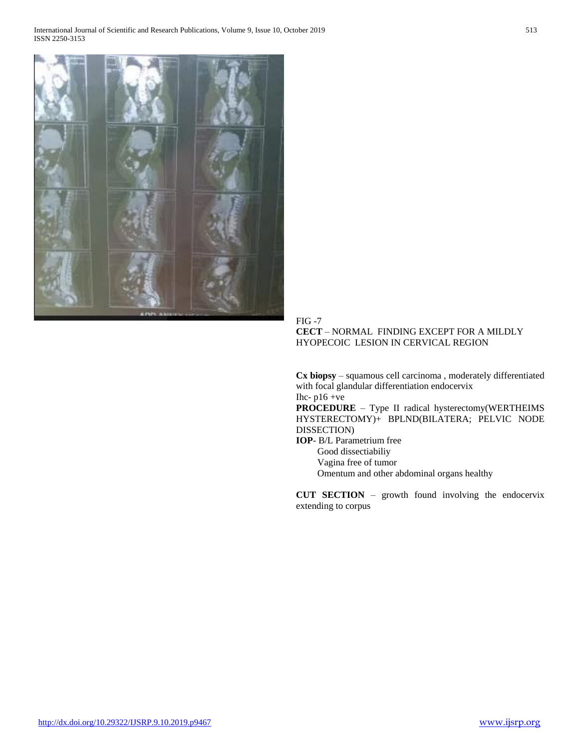FIG -7

**CECT** – NORMAL FINDING EXCEPT FOR A MILDLY HYOPECOIC LESION IN CERVICAL REGION

**Cx biopsy** – squamous cell carcinoma , moderately differentiated with focal glandular differentiation endocervix

Ihc- p16 +ve

**PROCEDURE** – Type II radical hysterectomy(WERTHEIMS HYSTERECTOMY)+ BPLND(BILATERA; PELVIC NODE DISSECTION)

**IOP**- B/L Parametrium free

Good dissectiabiliy

Vagina free of tumor

Omentum and other abdominal organs healthy

**CUT SECTION** – growth found involving the endocervix extending to corpus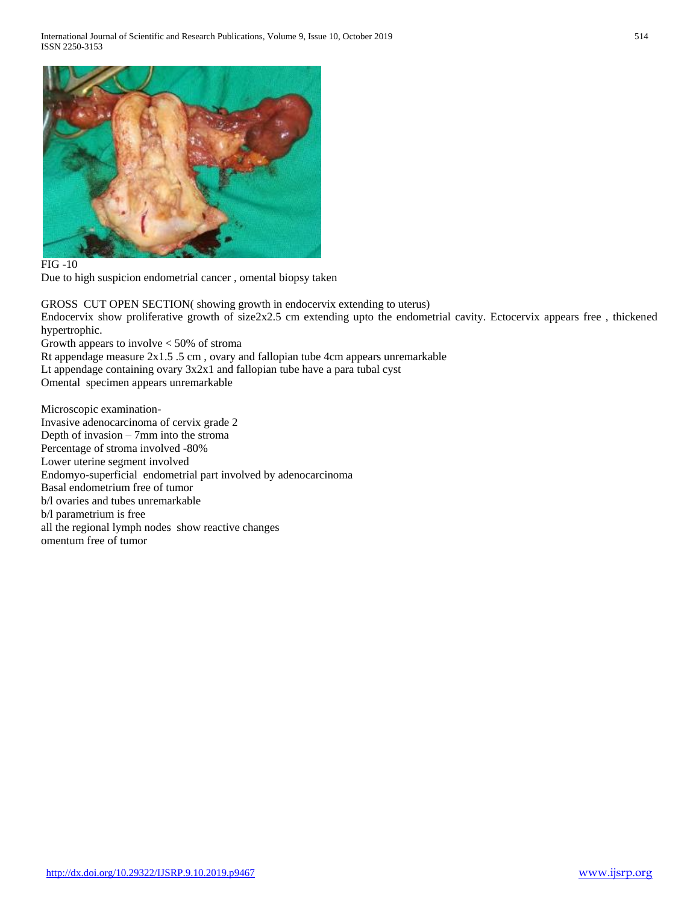FIG -10

Due to high suspicion endometrial cancer , omental biopsy taken

GROSS CUT OPEN SECTION( showing growth in endocervix extending to uterus)

Endocervix show proliferative growth of size2x2.5 cm extending upto the endometrial cavity. Ectocervix appears free , thickened hypertrophic.

Growth appears to involve < 50% of stroma

Rt appendage measure 2x1.5 .5 cm , ovary and fallopian tube 4cm appears unremarkable

Lt appendage containing ovary 3x2x1 and fallopian tube have a para tubal cyst

Omental specimen appears unremarkable

Microscopic examination-

Invasive adenocarcinoma of cervix grade 2

Depth of invasion – 7mm into the stroma

Percentage of stroma involved -80%

Lower uterine segment involved

Endomyo-superficial endometrial part involved by adenocarcinoma

Basal endometrium free of tumor

b/l ovaries and tubes unremarkable

b/l parametrium is free

all the regional lymph nodes show reactive changes

omentum free of tumor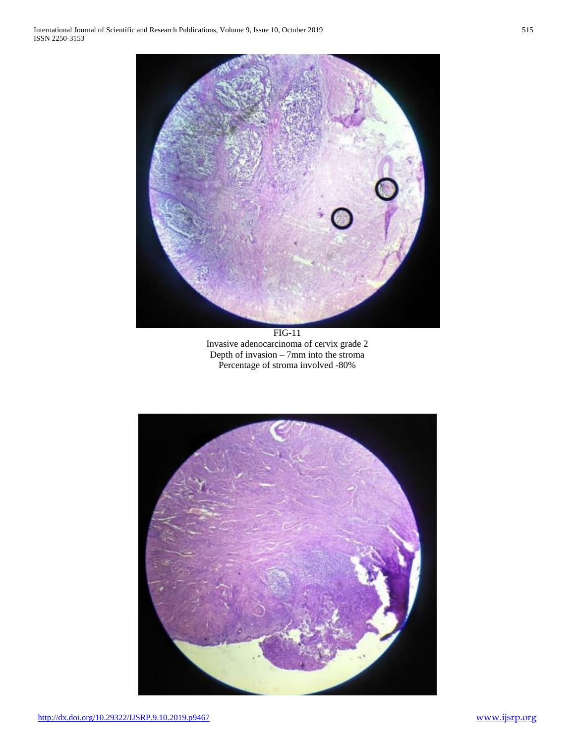FIG-11
Invasive adenocarcinoma of cervix grade 2
Depth of invasion – 7mm into the stroma
Percentage of stroma involved -80%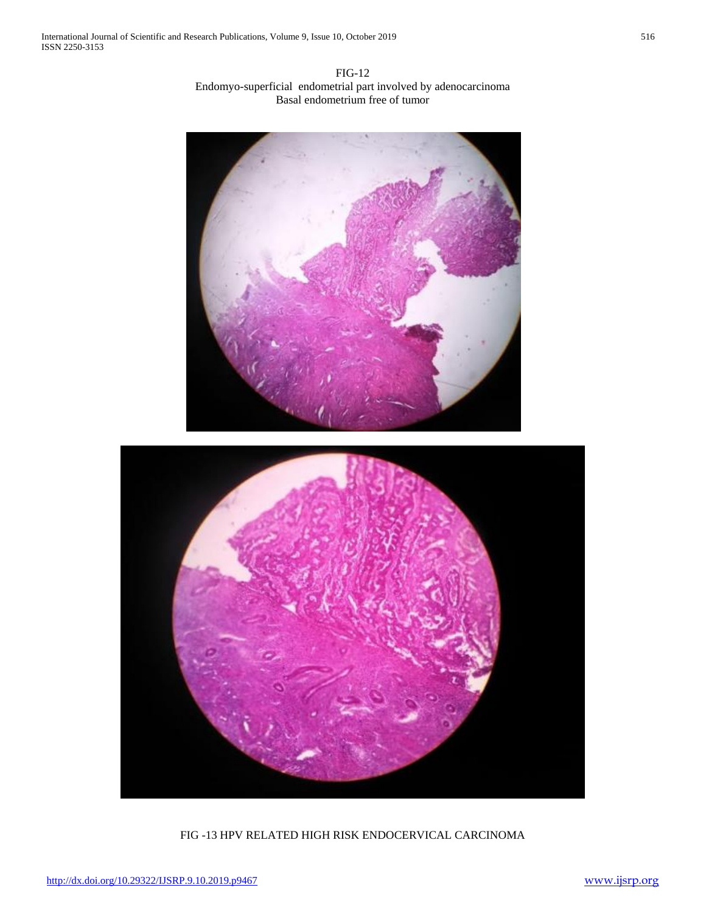FIG-12

Endomyo-superficial endometrial part involved by adenocarcinoma

Basal endometrium free of tumor

FIG -13 HPV RELATED HIGH RISK ENDOCERVICAL CARCINOMA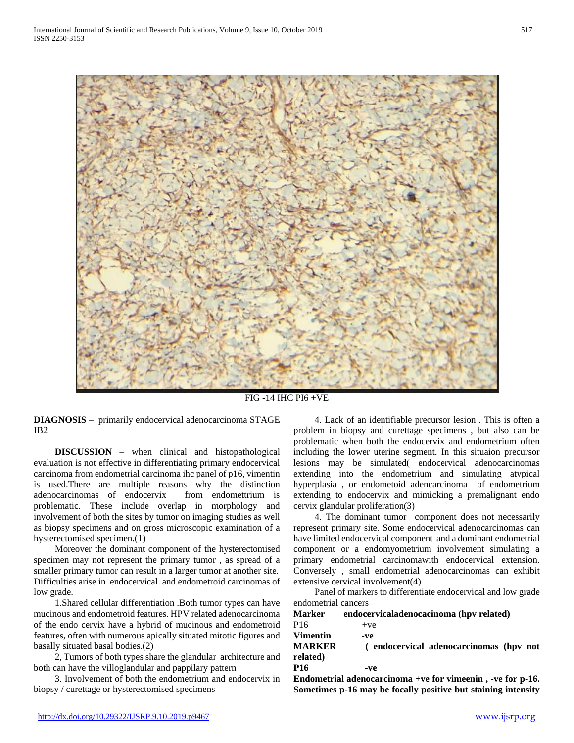FIG -14 IHC PI6 +VE

**DIAGNOSIS** – primarily endocervical adenocarcinoma STAGE IB2

**DISCUSSION** – when clinical and histopathological evaluation is not effective in differentiating primary endocervical carcinoma from endometrial carcinoma ihc panel of p16, vimentin is used.There are multiple reasons why the distinction adenocarcinomas of endocervix from endomettrium is problematic. These include overlap in morphology and involvement of both the sites by tumor on imaging studies as well as biopsy specimens and on gross microscopic examination of a hysterectomised specimen.(1)

Moreover the dominant component of the hysterectomised specimen may not represent the primary tumor , as spread of a smaller primary tumor can result in a larger tumor at another site. Difficulties arise in endocervical and endometroid carcinomas of low grade.

1.Shared cellular differentiation .Both tumor types can have mucinous and endometroid features. HPV related adenocarcinoma of the endo cervix have a hybrid of mucinous and endometroid features, often with numerous apically situated mitotic figures and basally situated basal bodies.(2)

2, Tumors of both types share the glandular architecture and both can have the villoglandular and pappilary pattern

3. Involvement of both the endometrium and endocervix in biopsy / curettage or hysterectomised specimens

4. Lack of an identifiable precursor lesion . This is often a problem in biopsy and curettage specimens , but also can be problematic when both the endocervix and endometrium often including the lower uterine segment. In this situaion precursor lesions may be simulated( endocervical adenocarcinomas extending into the endometrium and simulating atypical hyperplasia , or endometoid adencarcinoma of endometrium extending to endocervix and mimicking a premalignant endo cervix glandular proliferation(3)

4. The dominant tumor component does not necessarily represent primary site. Some endocervical adenocarcinomas can have limited endocervical component and a dominant endometrial component or a endomyometrium involvement simulating a primary endometrial carcinomawith endocervical extension. Conversely , small endometrial adenocarcinomas can exhibit extensive cervical involvement(4)

Panel of markers to differentiate endocervical and low grade endometrial cancers

| **Marker** | **endocervicaladenocacinoma (hpv related)** |
|---|---|
| P16 | +ve |
| **Vimentin** | **-ve** |
| **MARKER** | **( endocervical adenocarcinomas (hpv not related)** |
| **P16** | **-ve** |

**Endometrial adenocarcinoma +ve for vimeenin , -ve for p-16. Sometimes p-16 may be focally positive but staining intensity**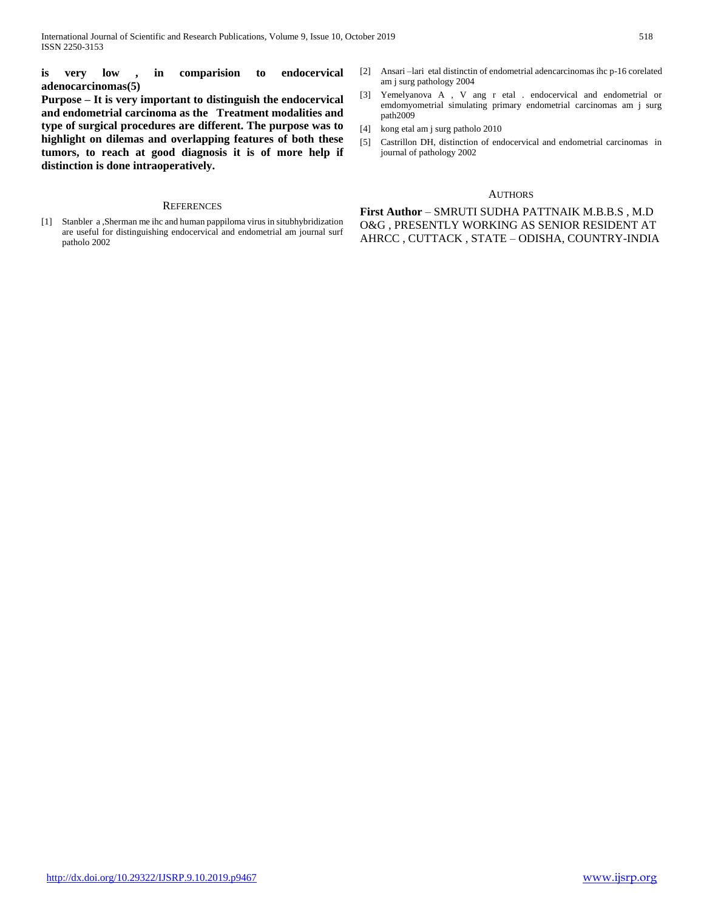**is very low , in comparision to endocervical adenocarcinomas(5)**

**Purpose – It is very important to distinguish the endocervical and endometrial carcinoma as the Treatment modalities and type of surgical procedures are different. The purpose was to highlight on dilemas and overlapping features of both these tumors, to reach at good diagnosis it is of more help if distinction is done intraoperatively.**

## REFERENCES

[1] Stanbler a ,Sherman me ihc and human pappiloma virus in situbhybridization are useful for distinguishing endocervical and endometrial am journal surf patholo 2002

[2] Ansari –lari etal distinctin of endometrial adencarcinomas ihc p-16 corelated am j surg pathology 2004

[3] Yemelyanova A , V ang r etal . endocervical and endometrial or emdomyometrial simulating primary endometrial carcinomas am j surg path2009

[4] kong etal am j surg patholo 2010

[5] Castrillon DH, distinction of endocervical and endometrial carcinomas in journal of pathology 2002

## AUTHORS

**First Author** – SMRUTI SUDHA PATTNAIK M.B.B.S , M.D O&G , PRESENTLY WORKING AS SENIOR RESIDENT AT AHRCC , CUTTACK , STATE – ODISHA, COUNTRY-INDIA

http://dx.doi.org/10.29322/IJSRP.9.10.2019.p9467 www.ijsrp.org